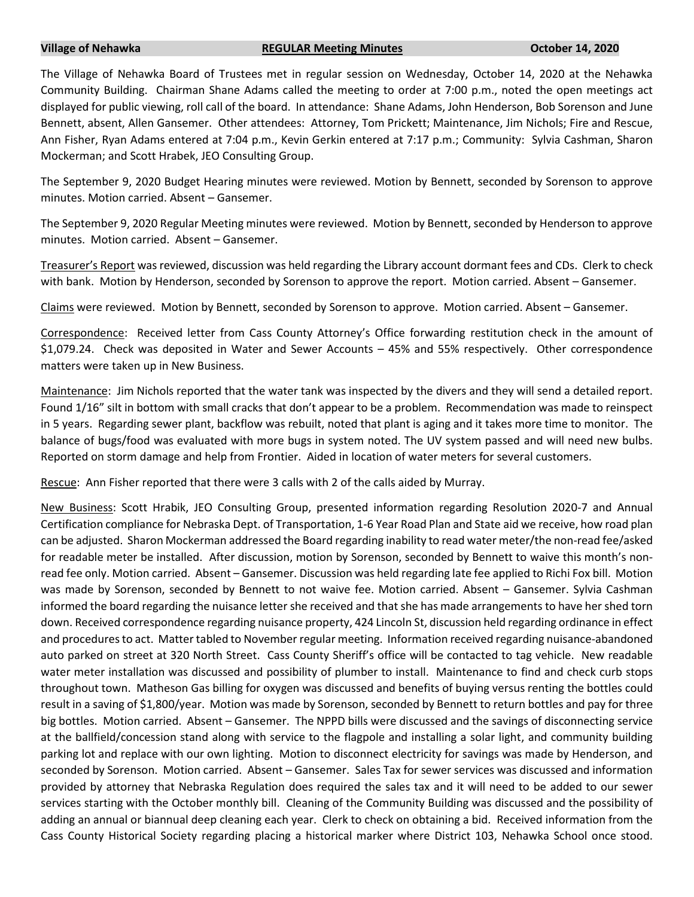**Village of Nehawka** **REGULAR Meeting Minutes** **October 14, 2020**

The Village of Nehawka Board of Trustees met in regular session on Wednesday, October 14, 2020 at the Nehawka Community Building. Chairman Shane Adams called the meeting to order at 7:00 p.m., noted the open meetings act displayed for public viewing, roll call of the board. In attendance: Shane Adams, John Henderson, Bob Sorenson and June Bennett, absent, Allen Gansemer. Other attendees: Attorney, Tom Prickett; Maintenance, Jim Nichols; Fire and Rescue, Ann Fisher, Ryan Adams entered at 7:04 p.m., Kevin Gerkin entered at 7:17 p.m.; Community: Sylvia Cashman, Sharon Mockerman; and Scott Hrabek, JEO Consulting Group.

The September 9, 2020 Budget Hearing minutes were reviewed. Motion by Bennett, seconded by Sorenson to approve minutes. Motion carried. Absent – Gansemer.

The September 9, 2020 Regular Meeting minutes were reviewed. Motion by Bennett, seconded by Henderson to approve minutes. Motion carried. Absent – Gansemer.

Treasurer's Report was reviewed, discussion was held regarding the Library account dormant fees and CDs. Clerk to check with bank. Motion by Henderson, seconded by Sorenson to approve the report. Motion carried. Absent – Gansemer.

Claims were reviewed. Motion by Bennett, seconded by Sorenson to approve. Motion carried. Absent – Gansemer.

Correspondence: Received letter from Cass County Attorney's Office forwarding restitution check in the amount of $1,079.24. Check was deposited in Water and Sewer Accounts – 45% and 55% respectively. Other correspondence matters were taken up in New Business.

Maintenance: Jim Nichols reported that the water tank was inspected by the divers and they will send a detailed report. Found 1/16" silt in bottom with small cracks that don't appear to be a problem. Recommendation was made to reinspect in 5 years. Regarding sewer plant, backflow was rebuilt, noted that plant is aging and it takes more time to monitor. The balance of bugs/food was evaluated with more bugs in system noted. The UV system passed and will need new bulbs. Reported on storm damage and help from Frontier. Aided in location of water meters for several customers.

Rescue: Ann Fisher reported that there were 3 calls with 2 of the calls aided by Murray.

New Business: Scott Hrabik, JEO Consulting Group, presented information regarding Resolution 2020-7 and Annual Certification compliance for Nebraska Dept. of Transportation, 1-6 Year Road Plan and State aid we receive, how road plan can be adjusted. Sharon Mockerman addressed the Board regarding inability to read water meter/the non-read fee/asked for readable meter be installed. After discussion, motion by Sorenson, seconded by Bennett to waive this month's non-read fee only. Motion carried. Absent – Gansemer. Discussion was held regarding late fee applied to Richi Fox bill. Motion was made by Sorenson, seconded by Bennett to not waive fee. Motion carried. Absent – Gansemer. Sylvia Cashman informed the board regarding the nuisance letter she received and that she has made arrangements to have her shed torn down. Received correspondence regarding nuisance property, 424 Lincoln St, discussion held regarding ordinance in effect and procedures to act. Matter tabled to November regular meeting. Information received regarding nuisance-abandoned auto parked on street at 320 North Street. Cass County Sheriff's office will be contacted to tag vehicle. New readable water meter installation was discussed and possibility of plumber to install. Maintenance to find and check curb stops throughout town. Matheson Gas billing for oxygen was discussed and benefits of buying versus renting the bottles could result in a saving of $1,800/year. Motion was made by Sorenson, seconded by Bennett to return bottles and pay for three big bottles. Motion carried. Absent – Gansemer. The NPPD bills were discussed and the savings of disconnecting service at the ballfield/concession stand along with service to the flagpole and installing a solar light, and community building parking lot and replace with our own lighting. Motion to disconnect electricity for savings was made by Henderson, and seconded by Sorenson. Motion carried. Absent – Gansemer. Sales Tax for sewer services was discussed and information provided by attorney that Nebraska Regulation does required the sales tax and it will need to be added to our sewer services starting with the October monthly bill. Cleaning of the Community Building was discussed and the possibility of adding an annual or biannual deep cleaning each year. Clerk to check on obtaining a bid. Received information from the Cass County Historical Society regarding placing a historical marker where District 103, Nehawka School once stood.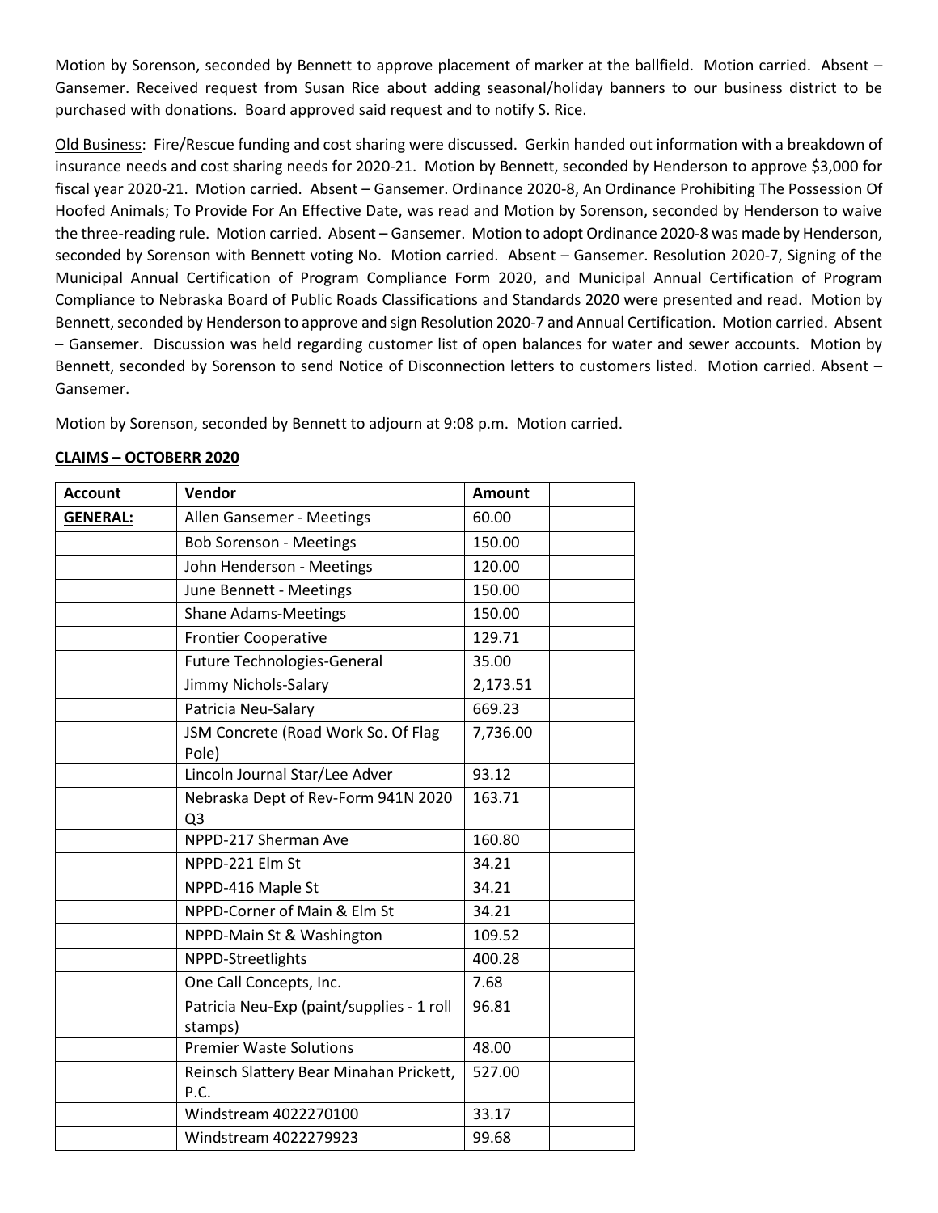Motion by Sorenson, seconded by Bennett to approve placement of marker at the ballfield. Motion carried. Absent – Gansemer. Received request from Susan Rice about adding seasonal/holiday banners to our business district to be purchased with donations. Board approved said request and to notify S. Rice.

Old Business: Fire/Rescue funding and cost sharing were discussed. Gerkin handed out information with a breakdown of insurance needs and cost sharing needs for 2020-21. Motion by Bennett, seconded by Henderson to approve $3,000 for fiscal year 2020-21. Motion carried. Absent – Gansemer. Ordinance 2020-8, An Ordinance Prohibiting The Possession Of Hoofed Animals; To Provide For An Effective Date, was read and Motion by Sorenson, seconded by Henderson to waive the three-reading rule. Motion carried. Absent – Gansemer. Motion to adopt Ordinance 2020-8 was made by Henderson, seconded by Sorenson with Bennett voting No. Motion carried. Absent – Gansemer. Resolution 2020-7, Signing of the Municipal Annual Certification of Program Compliance Form 2020, and Municipal Annual Certification of Program Compliance to Nebraska Board of Public Roads Classifications and Standards 2020 were presented and read. Motion by Bennett, seconded by Henderson to approve and sign Resolution 2020-7 and Annual Certification. Motion carried. Absent – Gansemer. Discussion was held regarding customer list of open balances for water and sewer accounts. Motion by Bennett, seconded by Sorenson to send Notice of Disconnection letters to customers listed. Motion carried. Absent – Gansemer.

Motion by Sorenson, seconded by Bennett to adjourn at 9:08 p.m. Motion carried.

**CLAIMS – OCTOBERR 2020**

| Account | Vendor | Amount | |
|---|---|---|---|
| **GENERAL:** | Allen Gansemer - Meetings | 60.00 | |
| | Bob Sorenson - Meetings | 150.00 | |
| | John Henderson - Meetings | 120.00 | |
| | June Bennett - Meetings | 150.00 | |
| | Shane Adams-Meetings | 150.00 | |
| | Frontier Cooperative | 129.71 | |
| | Future Technologies-General | 35.00 | |
| | Jimmy Nichols-Salary | 2,173.51 | |
| | Patricia Neu-Salary | 669.23 | |
| | JSM Concrete (Road Work So. Of Flag Pole) | 7,736.00 | |
| | Lincoln Journal Star/Lee Adver | 93.12 | |
| | Nebraska Dept of Rev-Form 941N 2020 Q3 | 163.71 | |
| | NPPD-217 Sherman Ave | 160.80 | |
| | NPPD-221 Elm St | 34.21 | |
| | NPPD-416 Maple St | 34.21 | |
| | NPPD-Corner of Main & Elm St | 34.21 | |
| | NPPD-Main St & Washington | 109.52 | |
| | NPPD-Streetlights | 400.28 | |
| | One Call Concepts, Inc. | 7.68 | |
| | Patricia Neu-Exp (paint/supplies - 1 roll stamps) | 96.81 | |
| | Premier Waste Solutions | 48.00 | |
| | Reinsch Slattery Bear Minahan Prickett, P.C. | 527.00 | |
| | Windstream 4022270100 | 33.17 | |
| | Windstream 4022279923 | 99.68 | |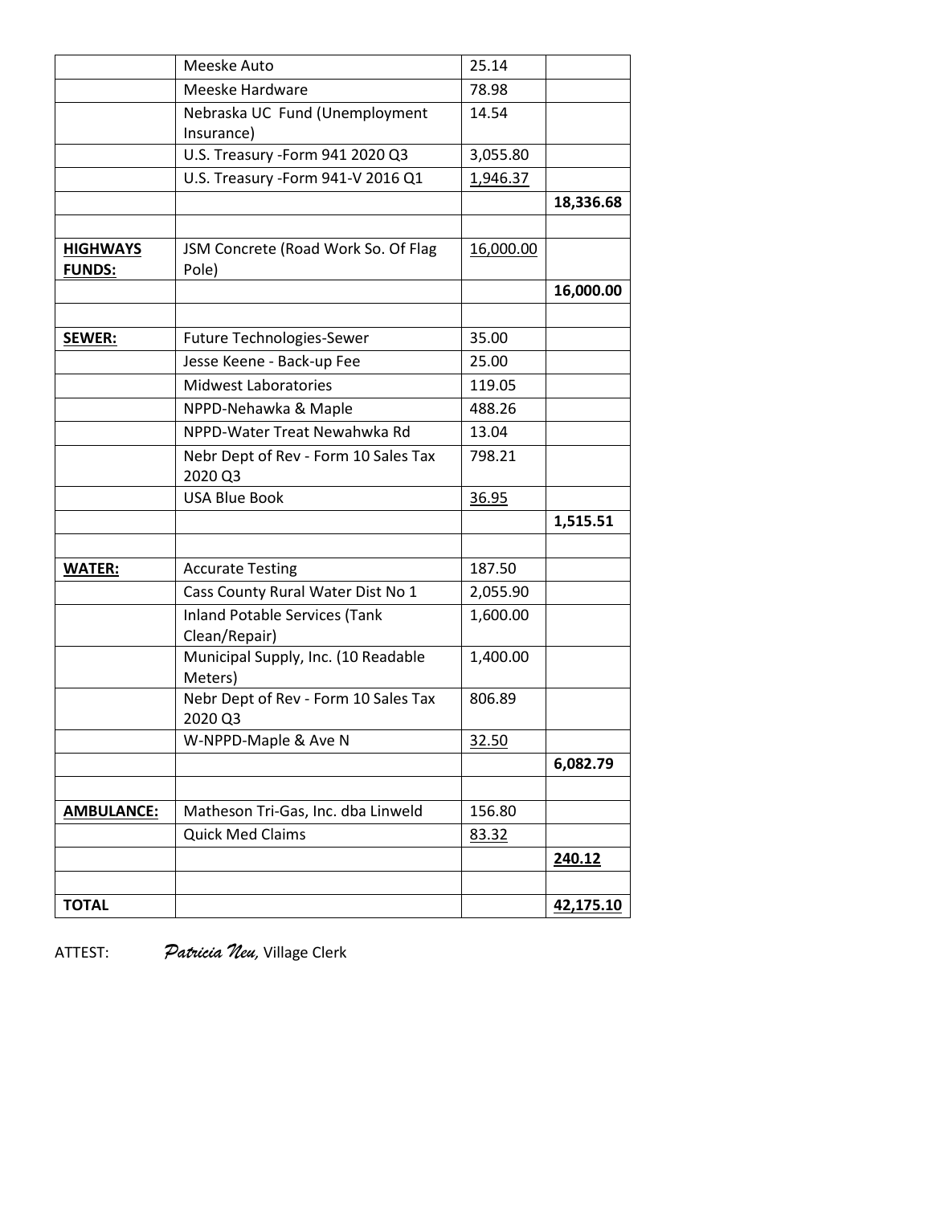| | | | |
|---|---|---|---|
| | Meeske Auto | 25.14 | |
| | Meeske Hardware | 78.98 | |
| | Nebraska UC Fund (Unemployment Insurance) | 14.54 | |
| | U.S. Treasury -Form 941 2020 Q3 | 3,055.80 | |
| | U.S. Treasury -Form 941-V 2016 Q1 | 1,946.37 | |
| | | | **18,336.68** |
| | | | |
| **HIGHWAYS FUNDS:** | JSM Concrete (Road Work So. Of Flag Pole) | 16,000.00 | |
| | | | **16,000.00** |
| | | | |
| **SEWER:** | Future Technologies-Sewer | 35.00 | |
| | Jesse Keene - Back-up Fee | 25.00 | |
| | Midwest Laboratories | 119.05 | |
| | NPPD-Nehawka & Maple | 488.26 | |
| | NPPD-Water Treat Newahwka Rd | 13.04 | |
| | Nebr Dept of Rev - Form 10 Sales Tax 2020 Q3 | 798.21 | |
| | USA Blue Book | 36.95 | |
| | | | **1,515.51** |
| | | | |
| **WATER:** | Accurate Testing | 187.50 | |
| | Cass County Rural Water Dist No 1 | 2,055.90 | |
| | Inland Potable Services (Tank Clean/Repair) | 1,600.00 | |
| | Municipal Supply, Inc. (10 Readable Meters) | 1,400.00 | |
| | Nebr Dept of Rev - Form 10 Sales Tax 2020 Q3 | 806.89 | |
| | W-NPPD-Maple & Ave N | 32.50 | |
| | | | **6,082.79** |
| | | | |
| **AMBULANCE:** | Matheson Tri-Gas, Inc. dba Linweld | 156.80 | |
| | Quick Med Claims | 83.32 | |
| | | | **240.12** |
| | | | |
| **TOTAL** | | | **42,175.10** |

ATTEST: *Patricia Neu,* Village Clerk